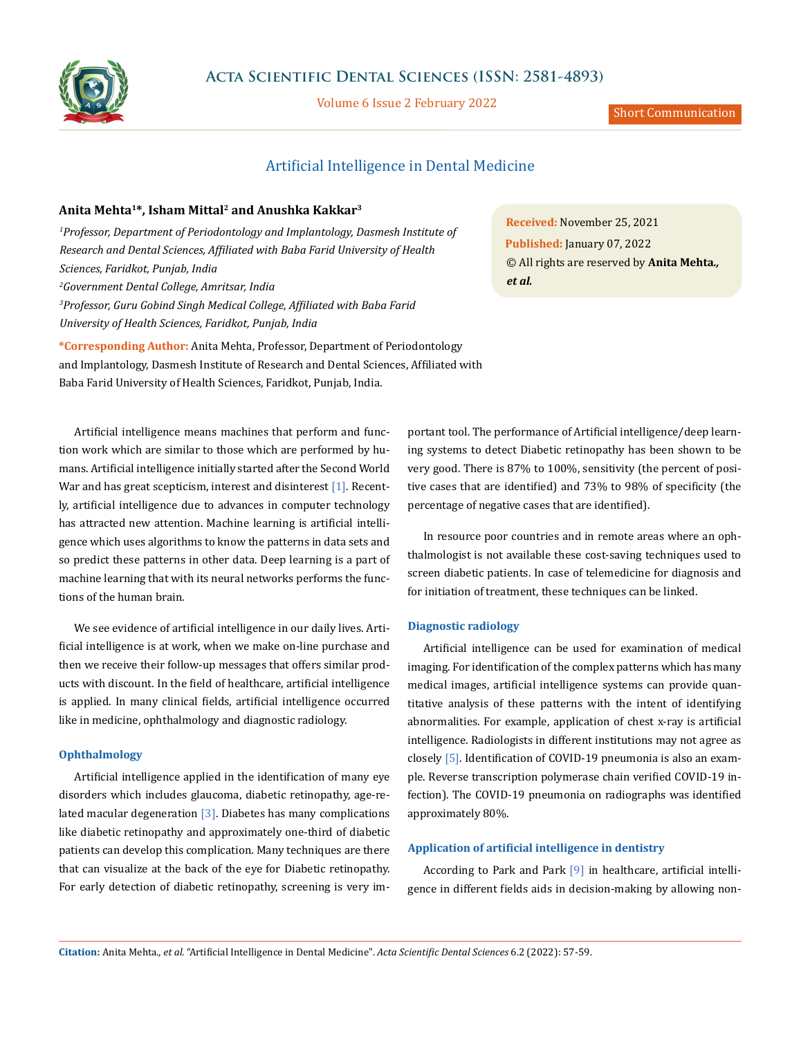Short Communication

# Artificial Intelligence in Dental Medicine

**Anita Mehta[1]*, Isham Mittal[2] and Anushka Kakkar[3]**

[1]*Professor, Department of Periodontology and Implantology, Dasmesh Institute of Research and Dental Sciences, Affiliated with Baba Farid University of Health Sciences, Faridkot, Punjab, India*

[2]*Government Dental College, Amritsar, India*

[3]*Professor, Guru Gobind Singh Medical College, Affiliated with Baba Farid University of Health Sciences, Faridkot, Punjab, India*

**\*Corresponding Author:** Anita Mehta, Professor, Department of Periodontology and Implantology, Dasmesh Institute of Research and Dental Sciences, Affiliated with Baba Farid University of Health Sciences, Faridkot, Punjab, India.

**Received:** November 25, 2021
**Published:** January 07, 2022
© All rights are reserved by **Anita Mehta., *et al.***

Artificial intelligence means machines that perform and function work which are similar to those which are performed by humans. Artificial intelligence initially started after the Second World War and has great scepticism, interest and disinterest [1]. Recently, artificial intelligence due to advances in computer technology has attracted new attention. Machine learning is artificial intelligence which uses algorithms to know the patterns in data sets and so predict these patterns in other data. Deep learning is a part of machine learning that with its neural networks performs the functions of the human brain.

We see evidence of artificial intelligence in our daily lives. Artificial intelligence is at work, when we make on-line purchase and then we receive their follow-up messages that offers similar products with discount. In the field of healthcare, artificial intelligence is applied. In many clinical fields, artificial intelligence occurred like in medicine, ophthalmology and diagnostic radiology.

### Ophthalmology

Artificial intelligence applied in the identification of many eye disorders which includes glaucoma, diabetic retinopathy, age-related macular degeneration [3]. Diabetes has many complications like diabetic retinopathy and approximately one-third of diabetic patients can develop this complication. Many techniques are there that can visualize at the back of the eye for Diabetic retinopathy. For early detection of diabetic retinopathy, screening is very important tool. The performance of Artificial intelligence/deep learning systems to detect Diabetic retinopathy has been shown to be very good. There is 87% to 100%, sensitivity (the percent of positive cases that are identified) and 73% to 98% of specificity (the percentage of negative cases that are identified).

In resource poor countries and in remote areas where an ophthalmologist is not available these cost-saving techniques used to screen diabetic patients. In case of telemedicine for diagnosis and for initiation of treatment, these techniques can be linked.

### Diagnostic radiology

Artificial intelligence can be used for examination of medical imaging. For identification of the complex patterns which has many medical images, artificial intelligence systems can provide quantitative analysis of these patterns with the intent of identifying abnormalities. For example, application of chest x-ray is artificial intelligence. Radiologists in different institutions may not agree as closely [5]. Identification of COVID-19 pneumonia is also an example. Reverse transcription polymerase chain verified COVID-19 infection). The COVID-19 pneumonia on radiographs was identified approximately 80%.

### Application of artificial intelligence in dentistry

According to Park and Park [9] in healthcare, artificial intelligence in different fields aids in decision-making by allowing non-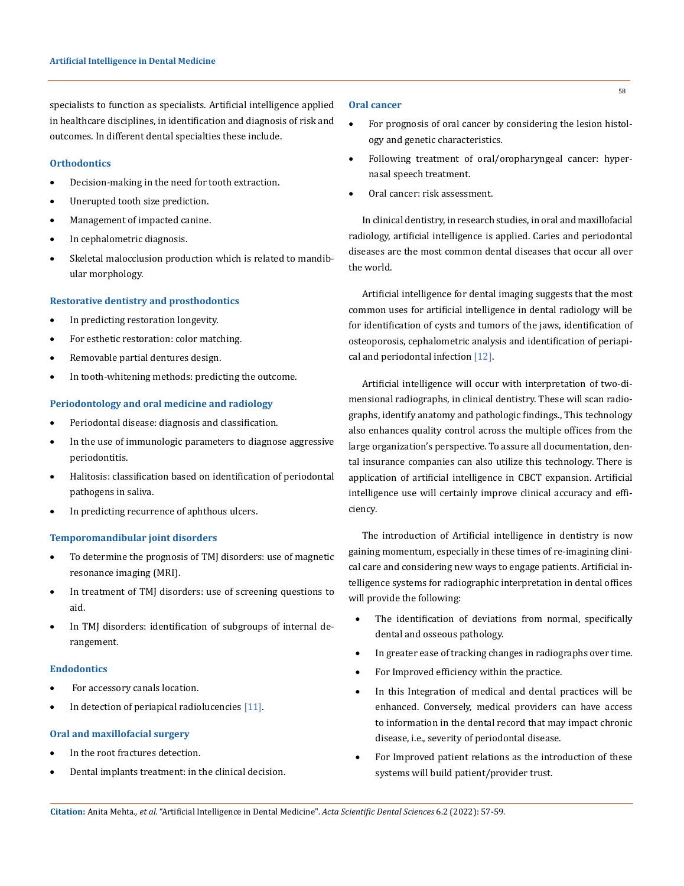specialists to function as specialists. Artificial intelligence applied in healthcare disciplines, in identification and diagnosis of risk and outcomes. In different dental specialties these include.

### Orthodontics

- Decision-making in the need for tooth extraction.
- Unerupted tooth size prediction.
- Management of impacted canine.
- In cephalometric diagnosis.
- Skeletal malocclusion production which is related to mandibular morphology.

### Restorative dentistry and prosthodontics

- In predicting restoration longevity.
- For esthetic restoration: color matching.
- Removable partial dentures design.
- In tooth-whitening methods: predicting the outcome.

### Periodontology and oral medicine and radiology

- Periodontal disease: diagnosis and classification.
- In the use of immunologic parameters to diagnose aggressive periodontitis.
- Halitosis: classification based on identification of periodontal pathogens in saliva.
- In predicting recurrence of aphthous ulcers.

### Temporomandibular joint disorders

- To determine the prognosis of TMJ disorders: use of magnetic resonance imaging (MRI).
- In treatment of TMJ disorders: use of screening questions to aid.
- In TMJ disorders: identification of subgroups of internal derangement.

### Endodontics

- For accessory canals location.
- In detection of periapical radiolucencies [11].

### Oral and maxillofacial surgery

- In the root fractures detection.
- Dental implants treatment: in the clinical decision.

### Oral cancer

- For prognosis of oral cancer by considering the lesion histology and genetic characteristics.
- Following treatment of oral/oropharyngeal cancer: hypernasal speech treatment.
- Oral cancer: risk assessment.

In clinical dentistry, in research studies, in oral and maxillofacial radiology, artificial intelligence is applied. Caries and periodontal diseases are the most common dental diseases that occur all over the world.

Artificial intelligence for dental imaging suggests that the most common uses for artificial intelligence in dental radiology will be for identification of cysts and tumors of the jaws, identification of osteoporosis, cephalometric analysis and identification of periapical and periodontal infection [12].

Artificial intelligence will occur with interpretation of two-dimensional radiographs, in clinical dentistry. These will scan radiographs, identify anatomy and pathologic findings., This technology also enhances quality control across the multiple offices from the large organization's perspective. To assure all documentation, dental insurance companies can also utilize this technology. There is application of artificial intelligence in CBCT expansion. Artificial intelligence use will certainly improve clinical accuracy and efficiency.

The introduction of Artificial intelligence in dentistry is now gaining momentum, especially in these times of re-imagining clinical care and considering new ways to engage patients. Artificial intelligence systems for radiographic interpretation in dental offices will provide the following:

- The identification of deviations from normal, specifically dental and osseous pathology.
- In greater ease of tracking changes in radiographs over time.
- For Improved efficiency within the practice.
- In this Integration of medical and dental practices will be enhanced. Conversely, medical providers can have access to information in the dental record that may impact chronic disease, i.e., severity of periodontal disease.
- For Improved patient relations as the introduction of these systems will build patient/provider trust.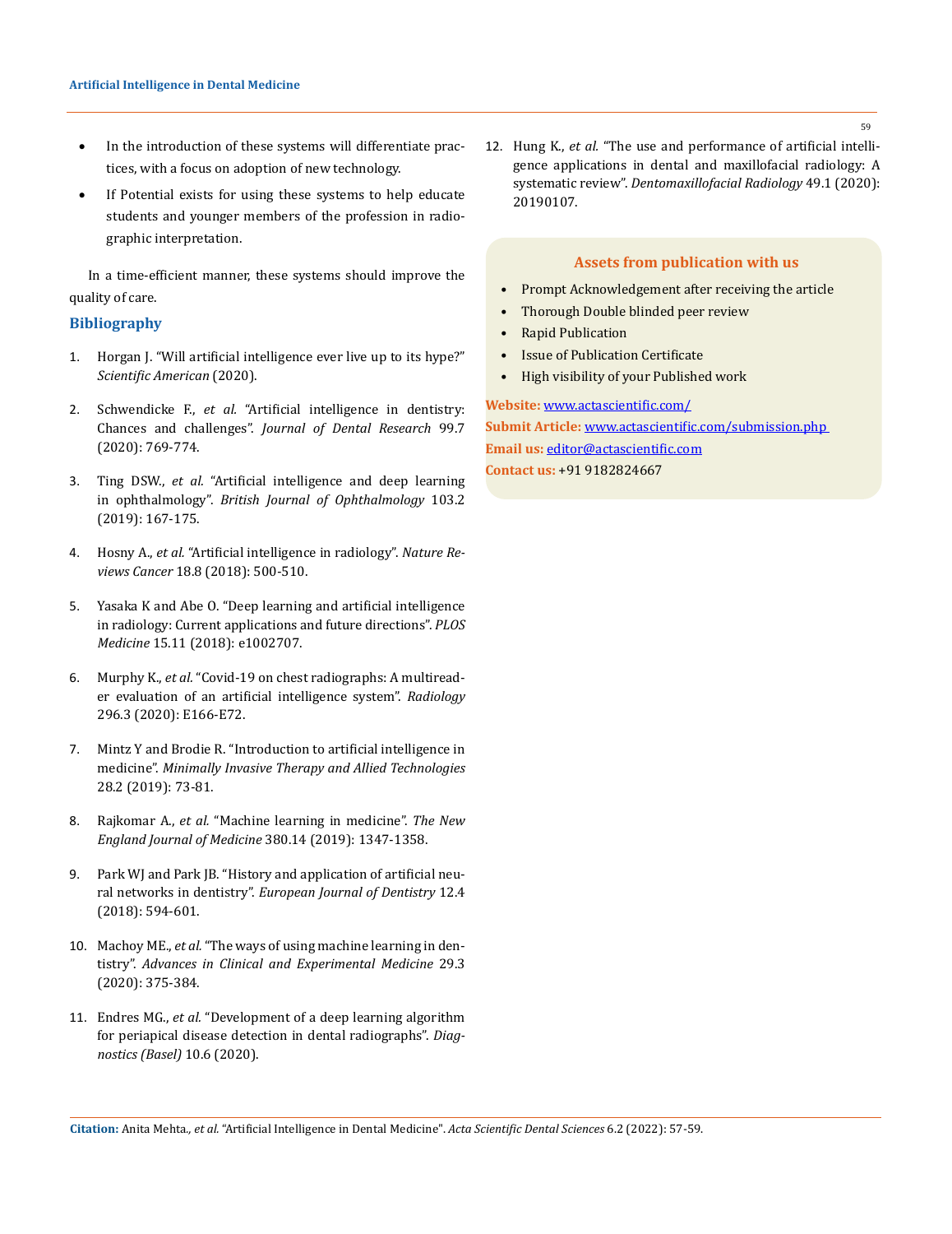- In the introduction of these systems will differentiate practices, with a focus on adoption of new technology.
- If Potential exists for using these systems to help educate students and younger members of the profession in radiographic interpretation.

In a time-efficient manner, these systems should improve the quality of care.

## Bibliography

1. Horgan J. "Will artificial intelligence ever live up to its hype?" *Scientific American* (2020).
2. Schwendicke F., *et al.* "Artificial intelligence in dentistry: Chances and challenges". *Journal of Dental Research* 99.7 (2020): 769-774.
3. Ting DSW., *et al.* "Artificial intelligence and deep learning in ophthalmology". *British Journal of Ophthalmology* 103.2 (2019): 167-175.
4. Hosny A., *et al.* "Artificial intelligence in radiology". *Nature Reviews Cancer* 18.8 (2018): 500-510.
5. Yasaka K and Abe O. "Deep learning and artificial intelligence in radiology: Current applications and future directions". *PLOS Medicine* 15.11 (2018): e1002707.
6. Murphy K., *et al.* "Covid-19 on chest radiographs: A multireader evaluation of an artificial intelligence system". *Radiology* 296.3 (2020): E166-E72.
7. Mintz Y and Brodie R. "Introduction to artificial intelligence in medicine". *Minimally Invasive Therapy and Allied Technologies* 28.2 (2019): 73-81.
8. Rajkomar A., *et al.* "Machine learning in medicine". *The New England Journal of Medicine* 380.14 (2019): 1347-1358.
9. Park WJ and Park JB. "History and application of artificial neural networks in dentistry". *European Journal of Dentistry* 12.4 (2018): 594-601.
10. Machoy ME., *et al.* "The ways of using machine learning in dentistry". *Advances in Clinical and Experimental Medicine* 29.3 (2020): 375-384.
11. Endres MG., *et al.* "Development of a deep learning algorithm for periapical disease detection in dental radiographs". *Diagnostics (Basel)* 10.6 (2020).
12. Hung K., *et al.* "The use and performance of artificial intelligence applications in dental and maxillofacial radiology: A systematic review". *Dentomaxillofacial Radiology* 49.1 (2020): 20190107.

### Assets from publication with us

- Prompt Acknowledgement after receiving the article
- Thorough Double blinded peer review
- Rapid Publication
- Issue of Publication Certificate
- High visibility of your Published work

**Website:** www.actascientific.com/
**Submit Article:** www.actascientific.com/submission.php
**Email us:** editor@actascientific.com
**Contact us:** +91 9182824667

**Citation:** Anita Mehta., *et al.* "Artificial Intelligence in Dental Medicine". *Acta Scientific Dental Sciences* 6.2 (2022): 57-59.